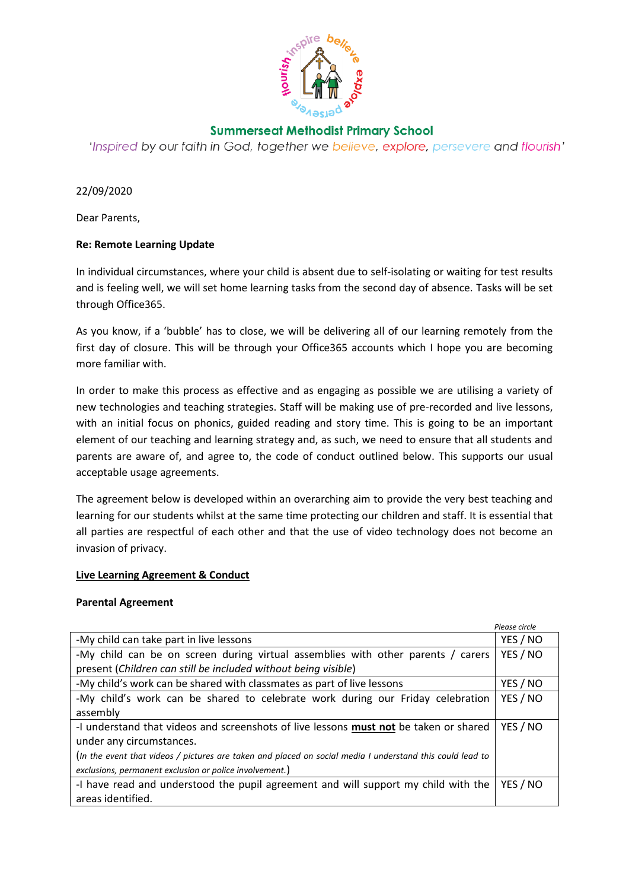## Summerseat Methodist Primary School

*'Inspired by our faith in God, together we believe, explore, persevere and flourish'*

22/09/2020

Dear Parents,

**Re: Remote Learning Update**

In individual circumstances, where your child is absent due to self-isolating or waiting for test results and is feeling well, we will set home learning tasks from the second day of absence. Tasks will be set through Office365.

As you know, if a 'bubble' has to close, we will be delivering all of our learning remotely from the first day of closure. This will be through your Office365 accounts which I hope you are becoming more familiar with.

In order to make this process as effective and as engaging as possible we are utilising a variety of new technologies and teaching strategies. Staff will be making use of pre-recorded and live lessons, with an initial focus on phonics, guided reading and story time. This is going to be an important element of our teaching and learning strategy and, as such, we need to ensure that all students and parents are aware of, and agree to, the code of conduct outlined below. This supports our usual acceptable usage agreements.

The agreement below is developed within an overarching aim to provide the very best teaching and learning for our students whilst at the same time protecting our children and staff. It is essential that all parties are respectful of each other and that the use of video technology does not become an invasion of privacy.

**Live Learning Agreement & Conduct**

**Parental Agreement**

| | *Please circle* |
|---|---|
| -My child can take part in live lessons | YES / NO |
| -My child can be on screen during virtual assemblies with other parents / carers present (*Children can still be included without being visible*) | YES / NO |
| -My child's work can be shared with classmates as part of live lessons | YES / NO |
| -My child's work can be shared to celebrate work during our Friday celebration assembly | YES / NO |
| -I understand that videos and screenshots of live lessons **must not** be taken or shared under any circumstances. (*In the event that videos / pictures are taken and placed on social media I understand this could lead to exclusions, permanent exclusion or police involvement.*) | YES / NO |
| -I have read and understood the pupil agreement and will support my child with the areas identified. | YES / NO |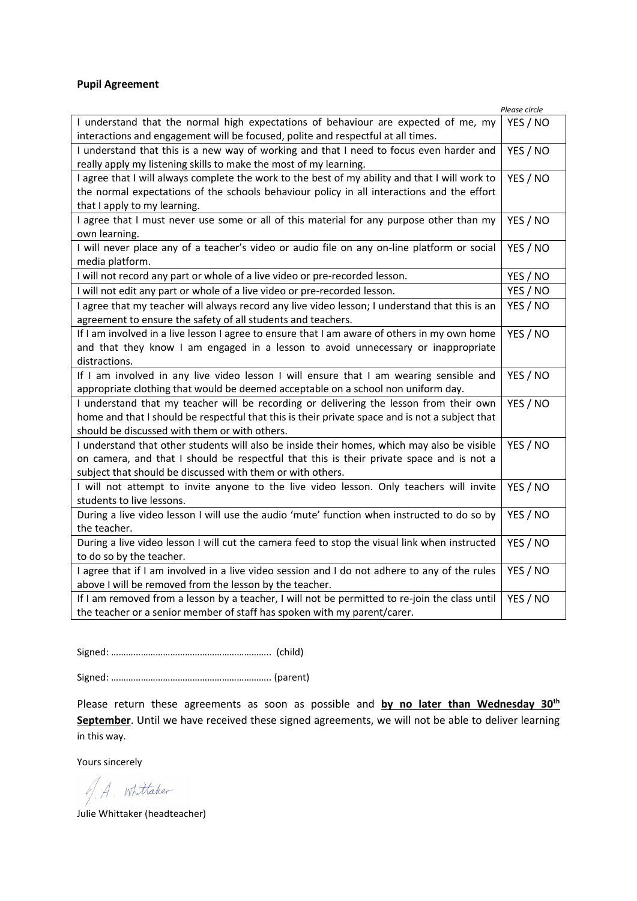**Pupil Agreement**

| | *Please circle* |
|---|---|
| I understand that the normal high expectations of behaviour are expected of me, my interactions and engagement will be focused, polite and respectful at all times. | YES / NO |
| I understand that this is a new way of working and that I need to focus even harder and really apply my listening skills to make the most of my learning. | YES / NO |
| I agree that I will always complete the work to the best of my ability and that I will work to the normal expectations of the schools behaviour policy in all interactions and the effort that I apply to my learning. | YES / NO |
| I agree that I must never use some or all of this material for any purpose other than my own learning. | YES / NO |
| I will never place any of a teacher's video or audio file on any on-line platform or social media platform. | YES / NO |
| I will not record any part or whole of a live video or pre-recorded lesson. | YES / NO |
| I will not edit any part or whole of a live video or pre-recorded lesson. | YES / NO |
| I agree that my teacher will always record any live video lesson; I understand that this is an agreement to ensure the safety of all students and teachers. | YES / NO |
| If I am involved in a live lesson I agree to ensure that I am aware of others in my own home and that they know I am engaged in a lesson to avoid unnecessary or inappropriate distractions. | YES / NO |
| If I am involved in any live video lesson I will ensure that I am wearing sensible and appropriate clothing that would be deemed acceptable on a school non uniform day. | YES / NO |
| I understand that my teacher will be recording or delivering the lesson from their own home and that I should be respectful that this is their private space and is not a subject that should be discussed with them or with others. | YES / NO |
| I understand that other students will also be inside their homes, which may also be visible on camera, and that I should be respectful that this is their private space and is not a subject that should be discussed with them or with others. | YES / NO |
| I will not attempt to invite anyone to the live video lesson. Only teachers will invite students to live lessons. | YES / NO |
| During a live video lesson I will use the audio 'mute' function when instructed to do so by the teacher. | YES / NO |
| During a live video lesson I will cut the camera feed to stop the visual link when instructed to do so by the teacher. | YES / NO |
| I agree that if I am involved in a live video session and I do not adhere to any of the rules above I will be removed from the lesson by the teacher. | YES / NO |
| If I am removed from a lesson by a teacher, I will not be permitted to re-join the class until the teacher or a senior member of staff has spoken with my parent/carer. | YES / NO |

Signed: ……………………………………………………….. (child)

Signed: ……………………………………………………….. (parent)

Please return these agreements as soon as possible and **by no later than Wednesday 30th September**. Until we have received these signed agreements, we will not be able to deliver learning in this way.

Yours sincerely

J. A. Whittaker

Julie Whittaker (headteacher)